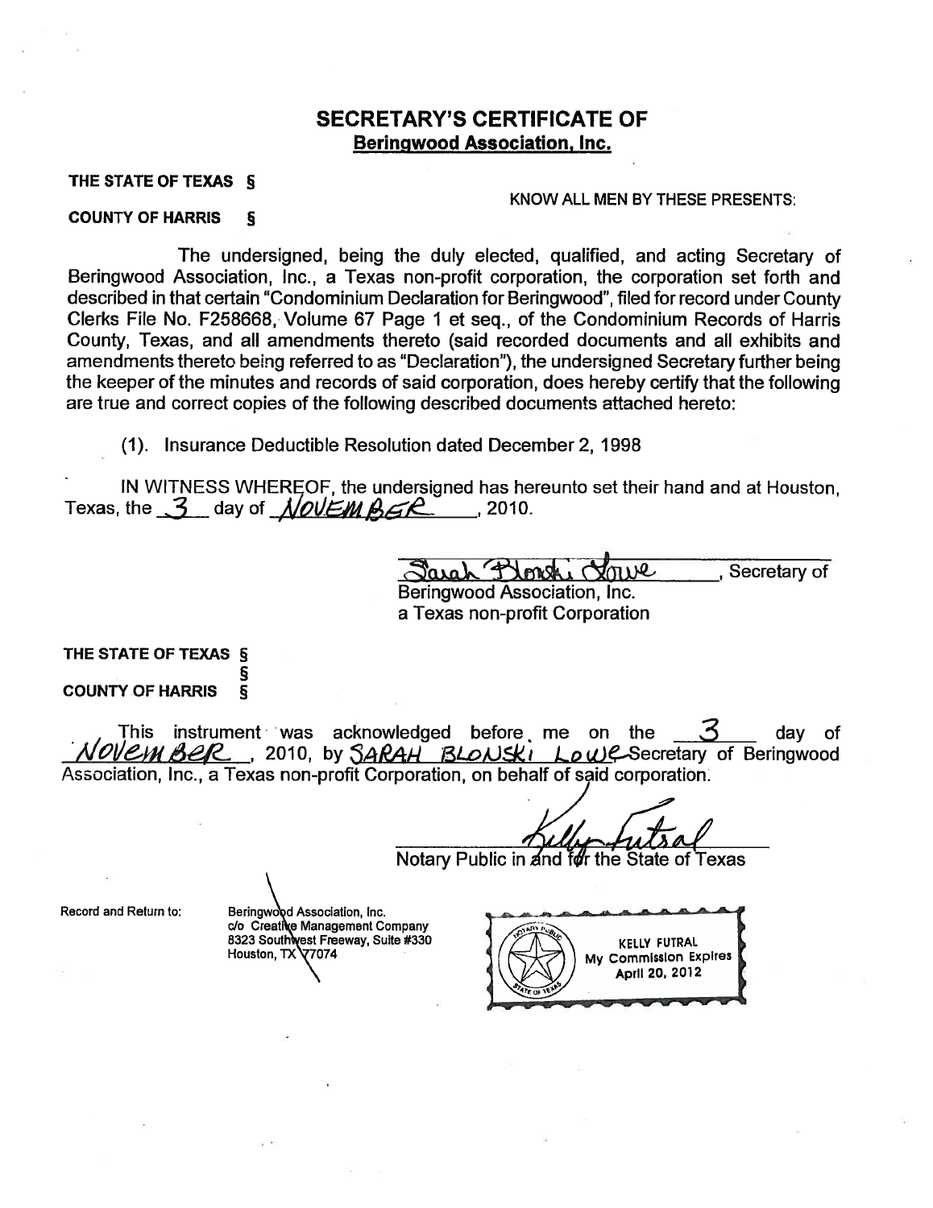## SECRETARY'S CERTIFICATE OF
**Beringwood Association, Inc.**

**THE STATE OF TEXAS §**

KNOW ALL MEN BY THESE PRESENTS:

**COUNTY OF HARRIS §**

The undersigned, being the duly elected, qualified, and acting Secretary of Beringwood Association, Inc., a Texas non-profit corporation, the corporation set forth and described in that certain "Condominium Declaration for Beringwood", filed for record under County Clerks File No. F258668, Volume 67 Page 1 et seq., of the Condominium Records of Harris County, Texas, and all amendments thereto (said recorded documents and all exhibits and amendments thereto being referred to as "Declaration"), the undersigned Secretary further being the keeper of the minutes and records of said corporation, does hereby certify that the following are true and correct copies of the following described documents attached hereto:

(1). Insurance Deductible Resolution dated December 2, 1998

IN WITNESS WHEREOF, the undersigned has hereunto set their hand and at Houston, Texas, the 3 day of NOVEMBER, 2010.

Sarah Blonski Lowe, Secretary of
Beringwood Association, Inc.
a Texas non-profit Corporation

**THE STATE OF TEXAS §**
**§**
**COUNTY OF HARRIS §**

This instrument was acknowledged before me on the 3 day of NOVEMBER, 2010, by SARAH BLONSKI LOWE Secretary of Beringwood Association, Inc., a Texas non-profit Corporation, on behalf of said corporation.

Kelly Futral
Notary Public in and for the State of Texas

Record and Return to:

Beringwood Association, Inc.
c/o Creative Management Company
8323 Southwest Freeway, Suite #330
Houston, TX 77074

KELLY FUTRAL
My Commission Expires
April 20, 2012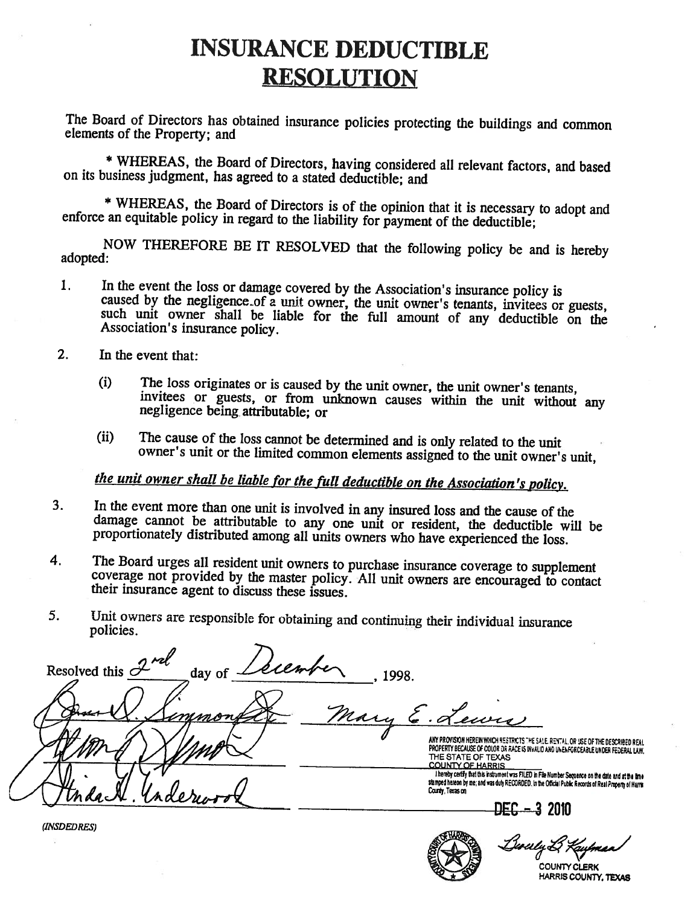# INSURANCE DEDUCTIBLE RESOLUTION

The Board of Directors has obtained insurance policies protecting the buildings and common elements of the Property; and

* WHEREAS, the Board of Directors, having considered all relevant factors, and based on its business judgment, has agreed to a stated deductible; and

* WHEREAS, the Board of Directors is of the opinion that it is necessary to adopt and enforce an equitable policy in regard to the liability for payment of the deductible;

NOW THEREFORE BE IT RESOLVED that the following policy be and is hereby adopted:

1. In the event the loss or damage covered by the Association's insurance policy is caused by the negligence of a unit owner, the unit owner's tenants, invitees or guests, such unit owner shall be liable for the full amount of any deductible on the Association's insurance policy.

2. In the event that:

   (i) The loss originates or is caused by the unit owner, the unit owner's tenants, invitees or guests, or from unknown causes within the unit without any negligence being attributable; or

   (ii) The cause of the loss cannot be determined and is only related to the unit owner's unit or the limited common elements assigned to the unit owner's unit,

   ***the unit owner shall be liable for the full deductible on the Association's policy.***

3. In the event more than one unit is involved in any insured loss and the cause of the damage cannot be attributable to any one unit or resident, the deductible will be proportionately distributed among all units owners who have experienced the loss.

4. The Board urges all resident unit owners to purchase insurance coverage to supplement coverage not provided by the master policy. All unit owners are encouraged to contact their insurance agent to discuss these issues.

5. Unit owners are responsible for obtaining and continuing their individual insurance policies.

Resolved this 2nd day of December, 1998.

James D. Simmons — Mary E. Lewis

[signature]

Linda H. Underwood

(INSDEDRES)

ANY PROVISION HEREIN WHICH RESTRICTS THE SALE, RENTAL, OR USE OF THE DESCRIBED REAL PROPERTY BECAUSE OF COLOR OR RACE IS INVALID AND UNENFORCEABLE UNDER FEDERAL LAW.
THE STATE OF TEXAS
COUNTY OF HARRIS
I hereby certify that this instrument was FILED in File Number Sequence on the date and at the time stamped hereon by me; and was duly RECORDED, in the Official Public Records of Real Property of Harris County, Texas on

DEC - 3 2010

Beverly B. Kaufman
COUNTY CLERK
HARRIS COUNTY, TEXAS